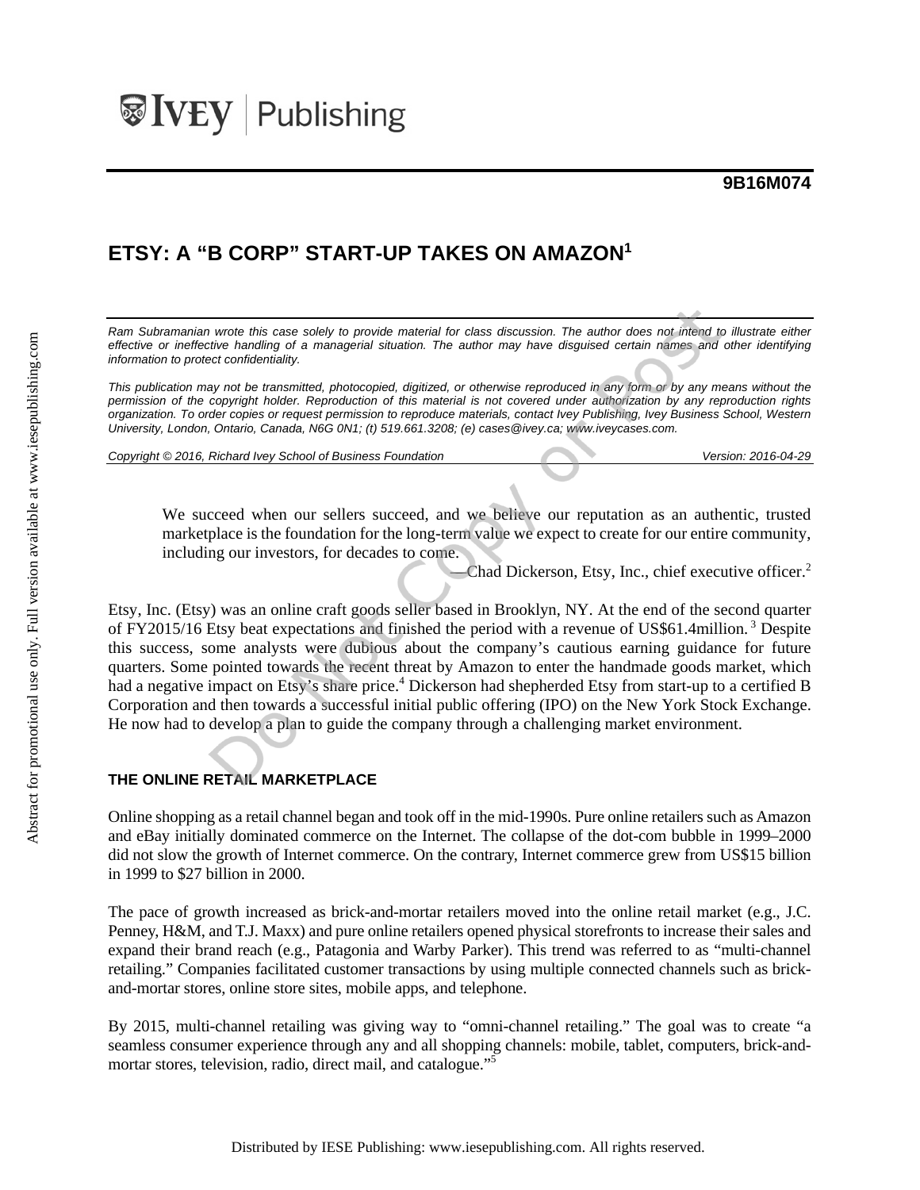**9B16M074**

# ETSY: A "B CORP" START-UP TAKES ON AMAZON[1]

*Ram Subramanian wrote this case solely to provide material for class discussion. The author does not intend to illustrate either effective or ineffective handling of a managerial situation. The author may have disguised certain names and other identifying information to protect confidentiality.*

*This publication may not be transmitted, photocopied, digitized, or otherwise reproduced in any form or by any means without the permission of the copyright holder. Reproduction of this material is not covered under authorization by any reproduction rights organization. To order copies or request permission to reproduce materials, contact Ivey Publishing, Ivey Business School, Western University, London, Ontario, Canada, N6G 0N1; (t) 519.661.3208; (e) cases@ivey.ca; www.iveycases.com.*

*Copyright © 2016, Richard Ivey School of Business Foundation* *Version: 2016-04-29*

> We succeed when our sellers succeed, and we believe our reputation as an authentic, trusted marketplace is the foundation for the long-term value we expect to create for our entire community, including our investors, for decades to come.
>
> —Chad Dickerson, Etsy, Inc., chief executive officer.[2]

Etsy, Inc. (Etsy) was an online craft goods seller based in Brooklyn, NY. At the end of the second quarter of FY2015/16 Etsy beat expectations and finished the period with a revenue of US$61.4million.[3] Despite this success, some analysts were dubious about the company's cautious earning guidance for future quarters. Some pointed towards the recent threat by Amazon to enter the handmade goods market, which had a negative impact on Etsy's share price.[4] Dickerson had shepherded Etsy from start-up to a certified B Corporation and then towards a successful initial public offering (IPO) on the New York Stock Exchange. He now had to develop a plan to guide the company through a challenging market environment.

## THE ONLINE RETAIL MARKETPLACE

Online shopping as a retail channel began and took off in the mid-1990s. Pure online retailers such as Amazon and eBay initially dominated commerce on the Internet. The collapse of the dot-com bubble in 1999–2000 did not slow the growth of Internet commerce. On the contrary, Internet commerce grew from US$15 billion in 1999 to $27 billion in 2000.

The pace of growth increased as brick-and-mortar retailers moved into the online retail market (e.g., J.C. Penney, H&M, and T.J. Maxx) and pure online retailers opened physical storefronts to increase their sales and expand their brand reach (e.g., Patagonia and Warby Parker). This trend was referred to as "multi-channel retailing." Companies facilitated customer transactions by using multiple connected channels such as brick-and-mortar stores, online store sites, mobile apps, and telephone.

By 2015, multi-channel retailing was giving way to "omni-channel retailing." The goal was to create "a seamless consumer experience through any and all shopping channels: mobile, tablet, computers, brick-and-mortar stores, television, radio, direct mail, and catalogue."[5]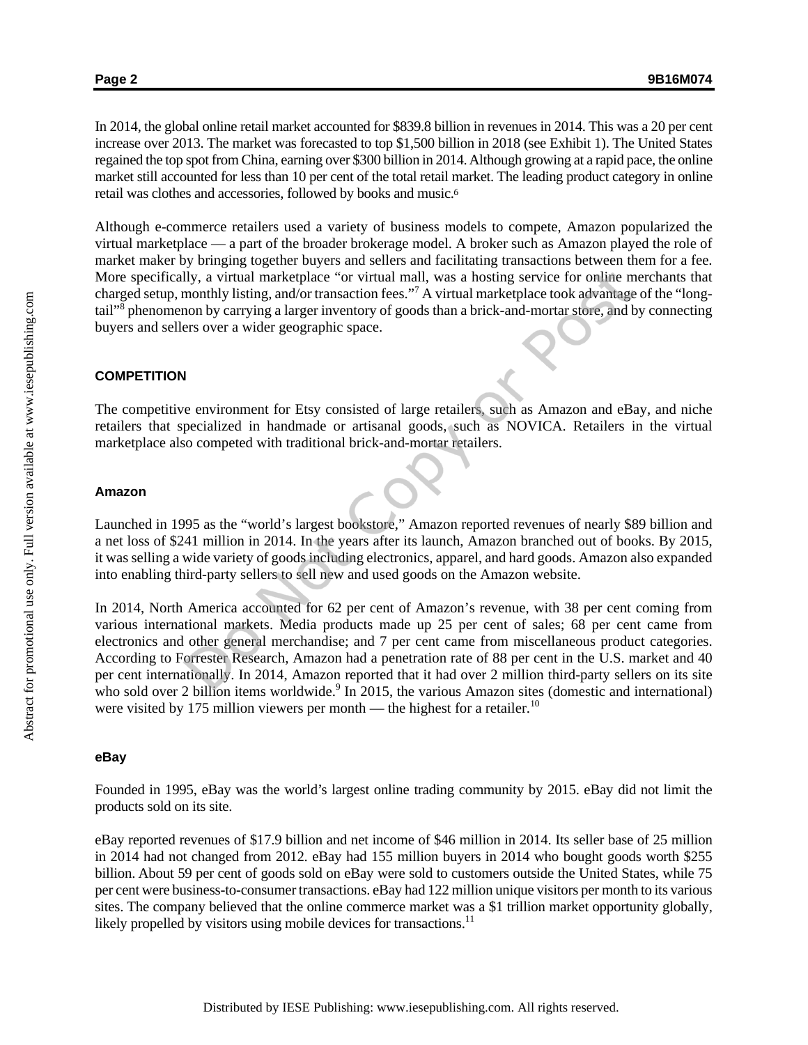In 2014, the global online retail market accounted for $839.8 billion in revenues in 2014. This was a 20 per cent increase over 2013. The market was forecasted to top $1,500 billion in 2018 (see Exhibit 1). The United States regained the top spot from China, earning over $300 billion in 2014. Although growing at a rapid pace, the online market still accounted for less than 10 per cent of the total retail market. The leading product category in online retail was clothes and accessories, followed by books and music.[6]

Although e-commerce retailers used a variety of business models to compete, Amazon popularized the virtual marketplace — a part of the broader brokerage model. A broker such as Amazon played the role of market maker by bringing together buyers and sellers and facilitating transactions between them for a fee. More specifically, a virtual marketplace "or virtual mall, was a hosting service for online merchants that charged setup, monthly listing, and/or transaction fees."[7] A virtual marketplace took advantage of the "long-tail"[8] phenomenon by carrying a larger inventory of goods than a brick-and-mortar store, and by connecting buyers and sellers over a wider geographic space.

## COMPETITION

The competitive environment for Etsy consisted of large retailers, such as Amazon and eBay, and niche retailers that specialized in handmade or artisanal goods, such as NOVICA. Retailers in the virtual marketplace also competed with traditional brick-and-mortar retailers.

### Amazon

Launched in 1995 as the "world's largest bookstore," Amazon reported revenues of nearly $89 billion and a net loss of $241 million in 2014. In the years after its launch, Amazon branched out of books. By 2015, it was selling a wide variety of goods including electronics, apparel, and hard goods. Amazon also expanded into enabling third-party sellers to sell new and used goods on the Amazon website.

In 2014, North America accounted for 62 per cent of Amazon's revenue, with 38 per cent coming from various international markets. Media products made up 25 per cent of sales; 68 per cent came from electronics and other general merchandise; and 7 per cent came from miscellaneous product categories. According to Forrester Research, Amazon had a penetration rate of 88 per cent in the U.S. market and 40 per cent internationally. In 2014, Amazon reported that it had over 2 million third-party sellers on its site who sold over 2 billion items worldwide.[9] In 2015, the various Amazon sites (domestic and international) were visited by 175 million viewers per month — the highest for a retailer.[10]

### eBay

Founded in 1995, eBay was the world's largest online trading community by 2015. eBay did not limit the products sold on its site.

eBay reported revenues of $17.9 billion and net income of $46 million in 2014. Its seller base of 25 million in 2014 had not changed from 2012. eBay had 155 million buyers in 2014 who bought goods worth $255 billion. About 59 per cent of goods sold on eBay were sold to customers outside the United States, while 75 per cent were business-to-consumer transactions. eBay had 122 million unique visitors per month to its various sites. The company believed that the online commerce market was a $1 trillion market opportunity globally, likely propelled by visitors using mobile devices for transactions.[11]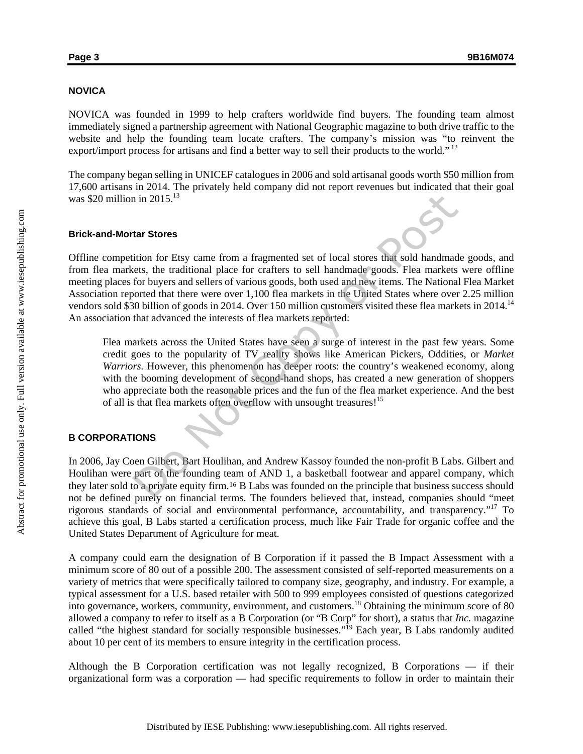## NOVICA

NOVICA was founded in 1999 to help crafters worldwide find buyers. The founding team almost immediately signed a partnership agreement with National Geographic magazine to both drive traffic to the website and help the founding team locate crafters. The company's mission was "to reinvent the export/import process for artisans and find a better way to sell their products to the world." [12]

The company began selling in UNICEF catalogues in 2006 and sold artisanal goods worth $50 million from 17,600 artisans in 2014. The privately held company did not report revenues but indicated that their goal was $20 million in 2015.[13]

### Brick-and-Mortar Stores

Offline competition for Etsy came from a fragmented set of local stores that sold handmade goods, and from flea markets, the traditional place for crafters to sell handmade goods. Flea markets were offline meeting places for buyers and sellers of various goods, both used and new items. The National Flea Market Association reported that there were over 1,100 flea markets in the United States where over 2.25 million vendors sold $30 billion of goods in 2014. Over 150 million customers visited these flea markets in 2014.[14] An association that advanced the interests of flea markets reported:

> Flea markets across the United States have seen a surge of interest in the past few years. Some credit goes to the popularity of TV reality shows like American Pickers, Oddities, or *Market Warriors.* However, this phenomenon has deeper roots: the country's weakened economy, along with the booming development of second-hand shops, has created a new generation of shoppers who appreciate both the reasonable prices and the fun of the flea market experience. And the best of all is that flea markets often overflow with unsought treasures![15]

## B CORPORATIONS

In 2006, Jay Coen Gilbert, Bart Houlihan, and Andrew Kassoy founded the non-profit B Labs. Gilbert and Houlihan were part of the founding team of AND 1, a basketball footwear and apparel company, which they later sold to a private equity firm.[16] B Labs was founded on the principle that business success should not be defined purely on financial terms. The founders believed that, instead, companies should "meet rigorous standards of social and environmental performance, accountability, and transparency."[17] To achieve this goal, B Labs started a certification process, much like Fair Trade for organic coffee and the United States Department of Agriculture for meat.

A company could earn the designation of B Corporation if it passed the B Impact Assessment with a minimum score of 80 out of a possible 200. The assessment consisted of self-reported measurements on a variety of metrics that were specifically tailored to company size, geography, and industry. For example, a typical assessment for a U.S. based retailer with 500 to 999 employees consisted of questions categorized into governance, workers, community, environment, and customers.[18] Obtaining the minimum score of 80 allowed a company to refer to itself as a B Corporation (or "B Corp" for short), a status that *Inc.* magazine called "the highest standard for socially responsible businesses."[19] Each year, B Labs randomly audited about 10 per cent of its members to ensure integrity in the certification process.

Although the B Corporation certification was not legally recognized, B Corporations — if their organizational form was a corporation — had specific requirements to follow in order to maintain their